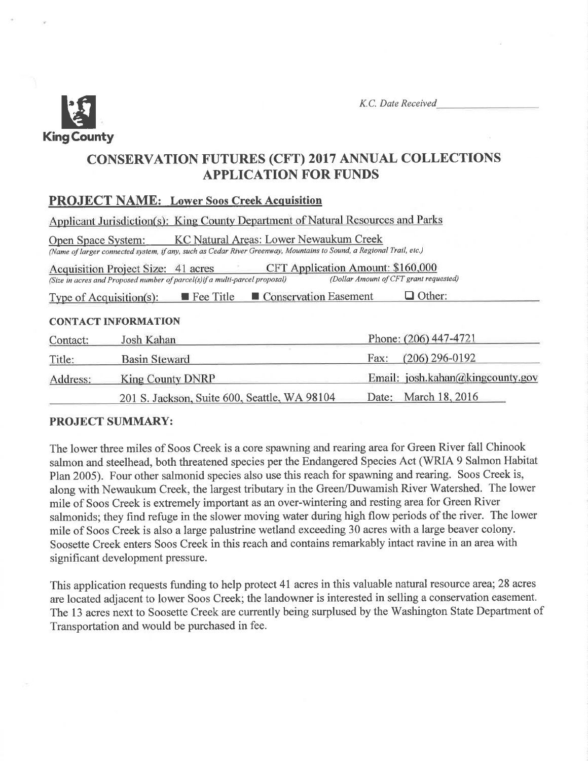King County

*K.C. Date Received* \_\_\_\_\_\_\_\_\_\_\_\_\_\_\_\_

# CONSERVATION FUTURES (CFT) 2017 ANNUAL COLLECTIONS APPLICATION FOR FUNDS

## PROJECT NAME: Lower Soos Creek Acquisition

Applicant Jurisdiction(s): King County Department of Natural Resources and Parks

Open Space System: KC Natural Areas: Lower Newaukum Creek
*(Name of larger connected system, if any, such as Cedar River Greenway, Mountains to Sound, a Regional Trail, etc.)*

Acquisition Project Size: 41 acres
*(Size in acres and Proposed number of parcel(s) if a multi-parcel proposal)*

CFT Application Amount: $160,000
*(Dollar Amount of CFT grant requested)*

Type of Acquisition(s): ■ Fee Title ■ Conservation Easement ☐ Other:

### CONTACT INFORMATION

| | | | |
|---|---|---|---|
| Contact: | Josh Kahan | Phone: | (206) 447-4721 |
| Title: | Basin Steward | Fax: | (206) 296-0192 |
| Address: | King County DNRP | Email: | josh.kahan@kingcounty.gov |
| | 201 S. Jackson, Suite 600, Seattle, WA 98104 | Date: | March 18, 2016 |

### PROJECT SUMMARY:

The lower three miles of Soos Creek is a core spawning and rearing area for Green River fall Chinook salmon and steelhead, both threatened species per the Endangered Species Act (WRIA 9 Salmon Habitat Plan 2005). Four other salmonid species also use this reach for spawning and rearing. Soos Creek is, along with Newaukum Creek, the largest tributary in the Green/Duwamish River Watershed. The lower mile of Soos Creek is extremely important as an over-wintering and resting area for Green River salmonids; they find refuge in the slower moving water during high flow periods of the river. The lower mile of Soos Creek is also a large palustrine wetland exceeding 30 acres with a large beaver colony. Soosette Creek enters Soos Creek in this reach and contains remarkably intact ravine in an area with significant development pressure.

This application requests funding to help protect 41 acres in this valuable natural resource area; 28 acres are located adjacent to lower Soos Creek; the landowner is interested in selling a conservation easement. The 13 acres next to Soosette Creek are currently being surplused by the Washington State Department of Transportation and would be purchased in fee.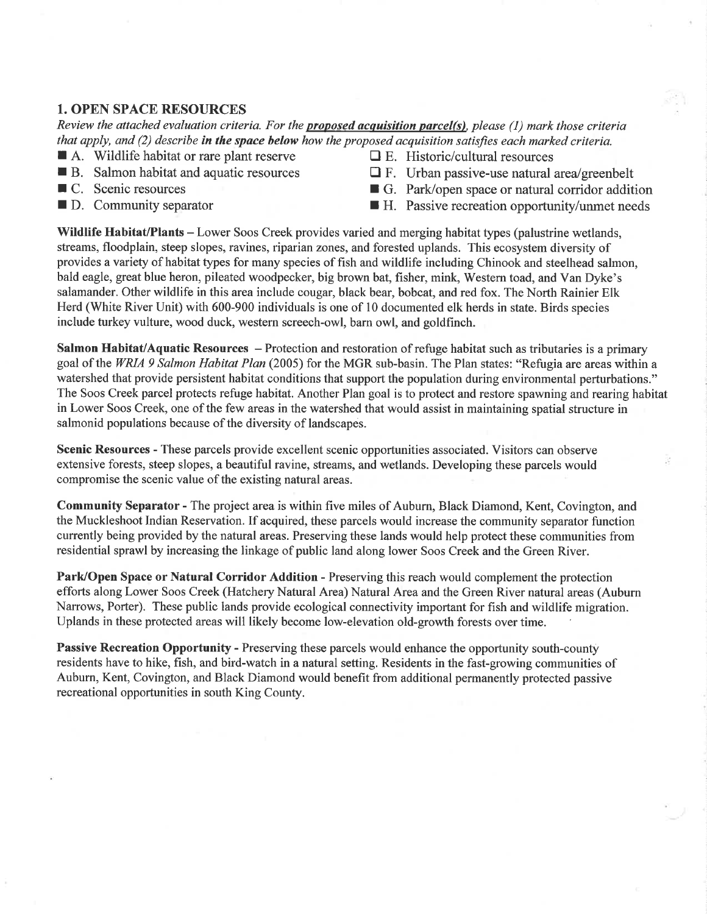## 1. OPEN SPACE RESOURCES

*Review the attached evaluation criteria. For the* ***proposed acquisition parcel(s)****, please (1) mark those criteria that apply, and (2) describe* ***in the space below*** *how the proposed acquisition satisfies each marked criteria.*

- ■ A. Wildlife habitat or rare plant reserve
- ■ B. Salmon habitat and aquatic resources
- ■ C. Scenic resources
- ■ D. Community separator
- ☐ E. Historic/cultural resources
- ☐ F. Urban passive-use natural area/greenbelt
- ■ G. Park/open space or natural corridor addition
- ■ H. Passive recreation opportunity/unmet needs

**Wildlife Habitat/Plants** – Lower Soos Creek provides varied and merging habitat types (palustrine wetlands, streams, floodplain, steep slopes, ravines, riparian zones, and forested uplands. This ecosystem diversity of provides a variety of habitat types for many species of fish and wildlife including Chinook and steelhead salmon, bald eagle, great blue heron, pileated woodpecker, big brown bat, fisher, mink, Western toad, and Van Dyke's salamander. Other wildlife in this area include cougar, black bear, bobcat, and red fox. The North Rainier Elk Herd (White River Unit) with 600-900 individuals is one of 10 documented elk herds in state. Birds species include turkey vulture, wood duck, western screech-owl, barn owl, and goldfinch.

**Salmon Habitat/Aquatic Resources** – Protection and restoration of refuge habitat such as tributaries is a primary goal of the *WRIA 9 Salmon Habitat Plan* (2005) for the MGR sub-basin. The Plan states: "Refugia are areas within a watershed that provide persistent habitat conditions that support the population during environmental perturbations." The Soos Creek parcel protects refuge habitat. Another Plan goal is to protect and restore spawning and rearing habitat in Lower Soos Creek, one of the few areas in the watershed that would assist in maintaining spatial structure in salmonid populations because of the diversity of landscapes.

**Scenic Resources** - These parcels provide excellent scenic opportunities associated. Visitors can observe extensive forests, steep slopes, a beautiful ravine, streams, and wetlands. Developing these parcels would compromise the scenic value of the existing natural areas.

**Community Separator** - The project area is within five miles of Auburn, Black Diamond, Kent, Covington, and the Muckleshoot Indian Reservation. If acquired, these parcels would increase the community separator function currently being provided by the natural areas. Preserving these lands would help protect these communities from residential sprawl by increasing the linkage of public land along lower Soos Creek and the Green River.

**Park/Open Space or Natural Corridor Addition** - Preserving this reach would complement the protection efforts along Lower Soos Creek (Hatchery Natural Area) Natural Area and the Green River natural areas (Auburn Narrows, Porter). These public lands provide ecological connectivity important for fish and wildlife migration. Uplands in these protected areas will likely become low-elevation old-growth forests over time.

**Passive Recreation Opportunity** - Preserving these parcels would enhance the opportunity south-county residents have to hike, fish, and bird-watch in a natural setting. Residents in the fast-growing communities of Auburn, Kent, Covington, and Black Diamond would benefit from additional permanently protected passive recreational opportunities in south King County.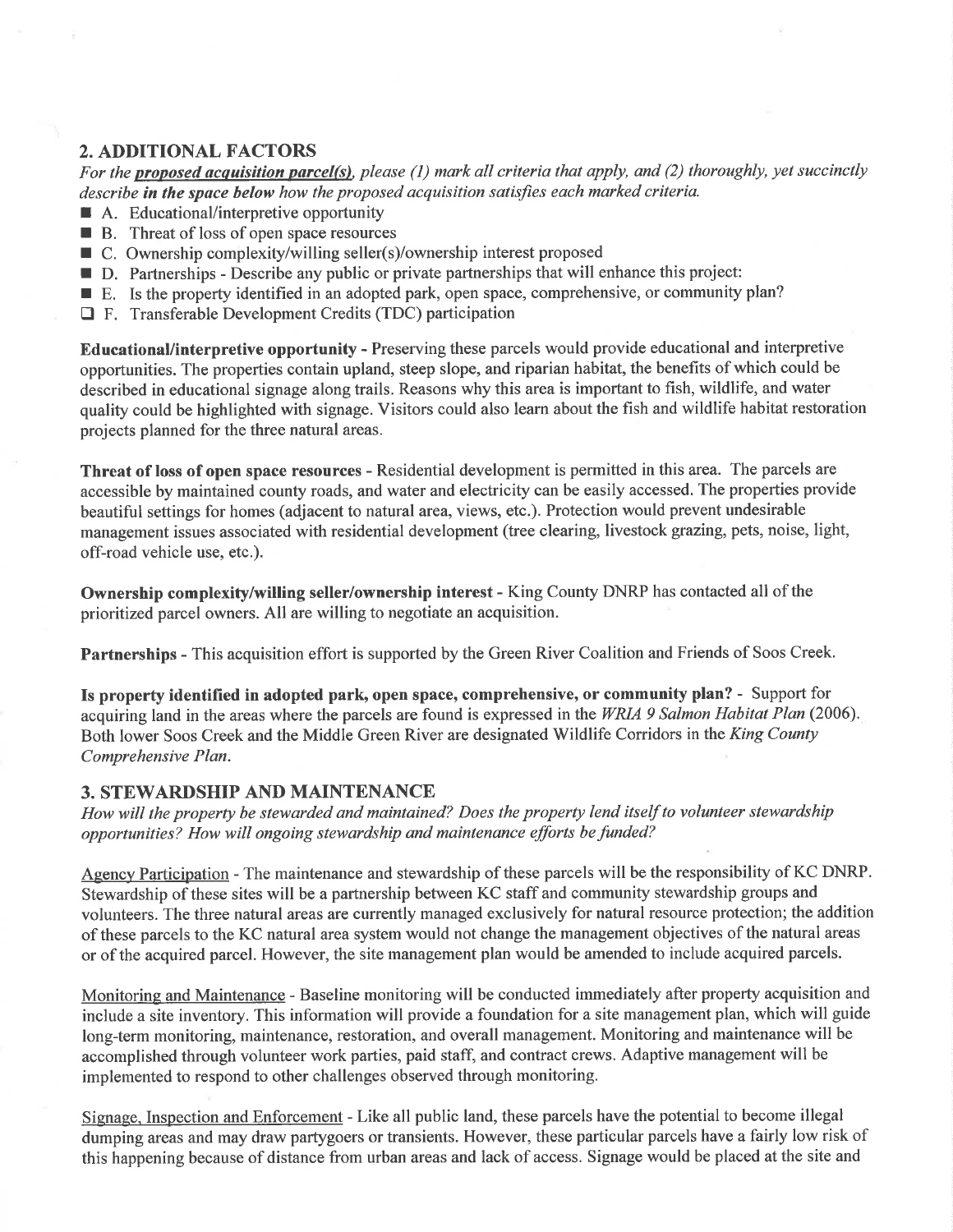## 2. ADDITIONAL FACTORS

*For the **proposed acquisition parcel(s)**, please (1) mark all criteria that apply, and (2) thoroughly, yet succinctly describe **in the space below** how the proposed acquisition satisfies each marked criteria.*

- ■ A. Educational/interpretive opportunity
- ■ B. Threat of loss of open space resources
- ■ C. Ownership complexity/willing seller(s)/ownership interest proposed
- ■ D. Partnerships - Describe any public or private partnerships that will enhance this project:
- ■ E. Is the property identified in an adopted park, open space, comprehensive, or community plan?
- ☐ F. Transferable Development Credits (TDC) participation

**Educational/interpretive opportunity** - Preserving these parcels would provide educational and interpretive opportunities. The properties contain upland, steep slope, and riparian habitat, the benefits of which could be described in educational signage along trails. Reasons why this area is important to fish, wildlife, and water quality could be highlighted with signage. Visitors could also learn about the fish and wildlife habitat restoration projects planned for the three natural areas.

**Threat of loss of open space resources** - Residential development is permitted in this area. The parcels are accessible by maintained county roads, and water and electricity can be easily accessed. The properties provide beautiful settings for homes (adjacent to natural area, views, etc.). Protection would prevent undesirable management issues associated with residential development (tree clearing, livestock grazing, pets, noise, light, off-road vehicle use, etc.).

**Ownership complexity/willing seller/ownership interest** - King County DNRP has contacted all of the prioritized parcel owners. All are willing to negotiate an acquisition.

**Partnerships** - This acquisition effort is supported by the Green River Coalition and Friends of Soos Creek.

**Is property identified in adopted park, open space, comprehensive, or community plan?** - Support for acquiring land in the areas where the parcels are found is expressed in the *WRIA 9 Salmon Habitat Plan* (2006). Both lower Soos Creek and the Middle Green River are designated Wildlife Corridors in the *King County Comprehensive Plan*.

## 3. STEWARDSHIP AND MAINTENANCE

*How will the property be stewarded and maintained? Does the property lend itself to volunteer stewardship opportunities? How will ongoing stewardship and maintenance efforts be funded?*

Agency Participation - The maintenance and stewardship of these parcels will be the responsibility of KC DNRP. Stewardship of these sites will be a partnership between KC staff and community stewardship groups and volunteers. The three natural areas are currently managed exclusively for natural resource protection; the addition of these parcels to the KC natural area system would not change the management objectives of the natural areas or of the acquired parcel. However, the site management plan would be amended to include acquired parcels.

Monitoring and Maintenance - Baseline monitoring will be conducted immediately after property acquisition and include a site inventory. This information will provide a foundation for a site management plan, which will guide long-term monitoring, maintenance, restoration, and overall management. Monitoring and maintenance will be accomplished through volunteer work parties, paid staff, and contract crews. Adaptive management will be implemented to respond to other challenges observed through monitoring.

Signage, Inspection and Enforcement - Like all public land, these parcels have the potential to become illegal dumping areas and may draw partygoers or transients. However, these particular parcels have a fairly low risk of this happening because of distance from urban areas and lack of access. Signage would be placed at the site and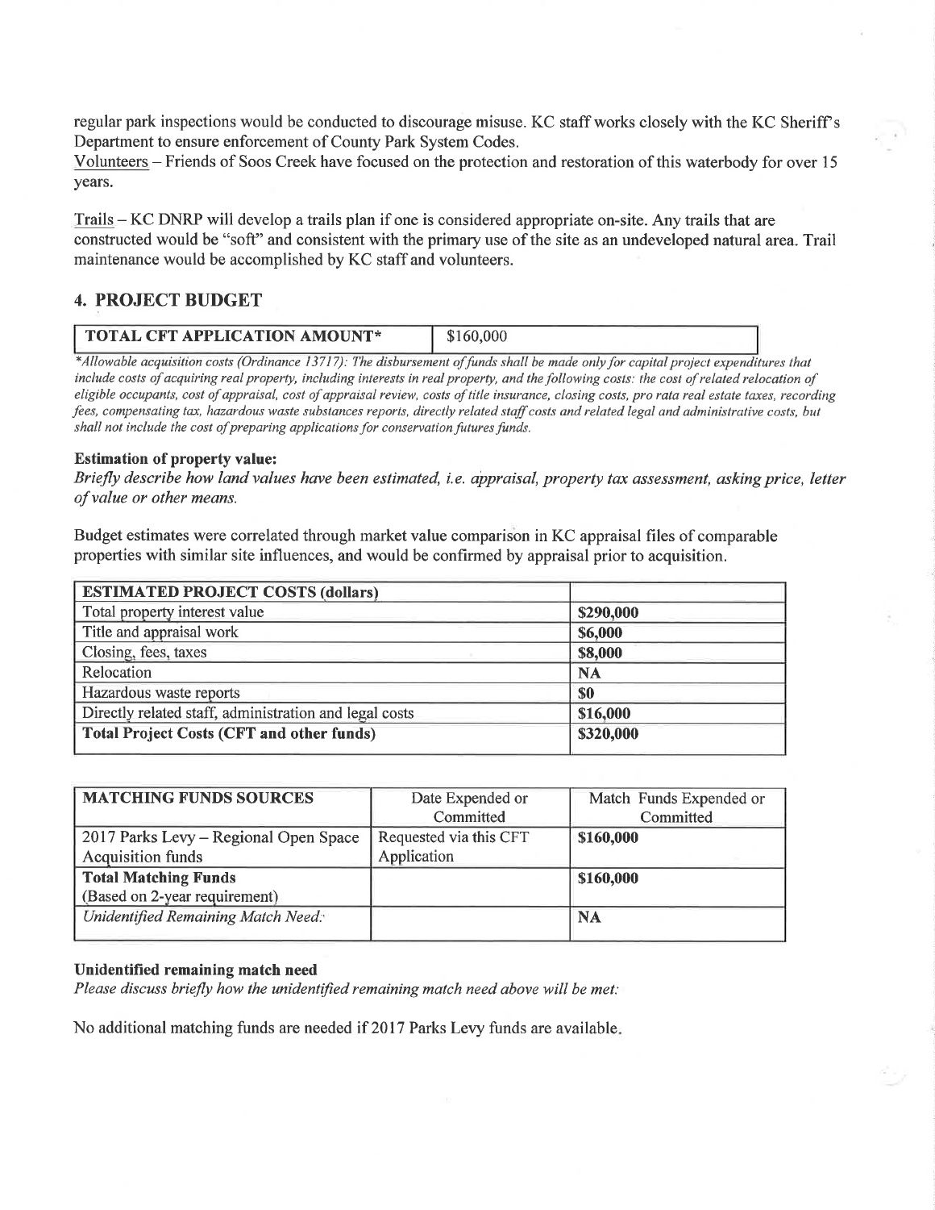regular park inspections would be conducted to discourage misuse. KC staff works closely with the KC Sheriff's Department to ensure enforcement of County Park System Codes.

Volunteers – Friends of Soos Creek have focused on the protection and restoration of this waterbody for over 15 years.

Trails – KC DNRP will develop a trails plan if one is considered appropriate on-site. Any trails that are constructed would be "soft" and consistent with the primary use of the site as an undeveloped natural area. Trail maintenance would be accomplished by KC staff and volunteers.

## 4. PROJECT BUDGET

| TOTAL CFT APPLICATION AMOUNT* | $160,000 |
|---|---|

*\*Allowable acquisition costs (Ordinance 13717): The disbursement of funds shall be made only for capital project expenditures that include costs of acquiring real property, including interests in real property, and the following costs: the cost of related relocation of eligible occupants, cost of appraisal, cost of appraisal review, costs of title insurance, closing costs, pro rata real estate taxes, recording fees, compensating tax, hazardous waste substances reports, directly related staff costs and related legal and administrative costs, but shall not include the cost of preparing applications for conservation futures funds.*

**Estimation of property value:**

*Briefly describe how land values have been estimated, i.e. appraisal, property tax assessment, asking price, letter of value or other means.*

Budget estimates were correlated through market value comparison in KC appraisal files of comparable properties with similar site influences, and would be confirmed by appraisal prior to acquisition.

| ESTIMATED PROJECT COSTS (dollars) | |
|---|---|
| Total property interest value | $290,000 |
| Title and appraisal work | $6,000 |
| Closing, fees, taxes | $8,000 |
| Relocation | NA |
| Hazardous waste reports | $0 |
| Directly related staff, administration and legal costs | $16,000 |
| **Total Project Costs (CFT and other funds)** | **$320,000** |

| MATCHING FUNDS SOURCES | Date Expended or Committed | Match Funds Expended or Committed |
|---|---|---|
| 2017 Parks Levy – Regional Open Space Acquisition funds | Requested via this CFT Application | $160,000 |
| **Total Matching Funds** (Based on 2-year requirement) | | $160,000 |
| *Unidentified Remaining Match Need:* | | NA |

**Unidentified remaining match need**

*Please discuss briefly how the unidentified remaining match need above will be met:*

No additional matching funds are needed if 2017 Parks Levy funds are available.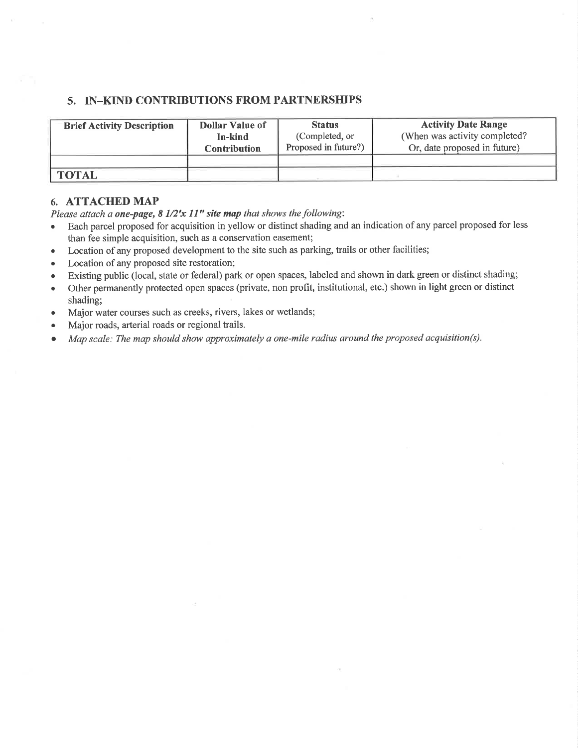## 5. IN–KIND CONTRIBUTIONS FROM PARTNERSHIPS

| Brief Activity Description | Dollar Value of In-kind Contribution | Status (Completed, or Proposed in future?) | Activity Date Range (When was activity completed? Or, date proposed in future) |
|---|---|---|---|
| | | | |
| **TOTAL** | | | |

## 6. ATTACHED MAP

*Please attach a **one-page, 8 1/2'x 11" site map** that shows the following*:

- Each parcel proposed for acquisition in yellow or distinct shading and an indication of any parcel proposed for less than fee simple acquisition, such as a conservation easement;
- Location of any proposed development to the site such as parking, trails or other facilities;
- Location of any proposed site restoration;
- Existing public (local, state or federal) park or open spaces, labeled and shown in dark green or distinct shading;
- Other permanently protected open spaces (private, non profit, institutional, etc.) shown in light green or distinct shading;
- Major water courses such as creeks, rivers, lakes or wetlands;
- Major roads, arterial roads or regional trails.
- *Map scale: The map should show approximately a one-mile radius around the proposed acquisition(s).*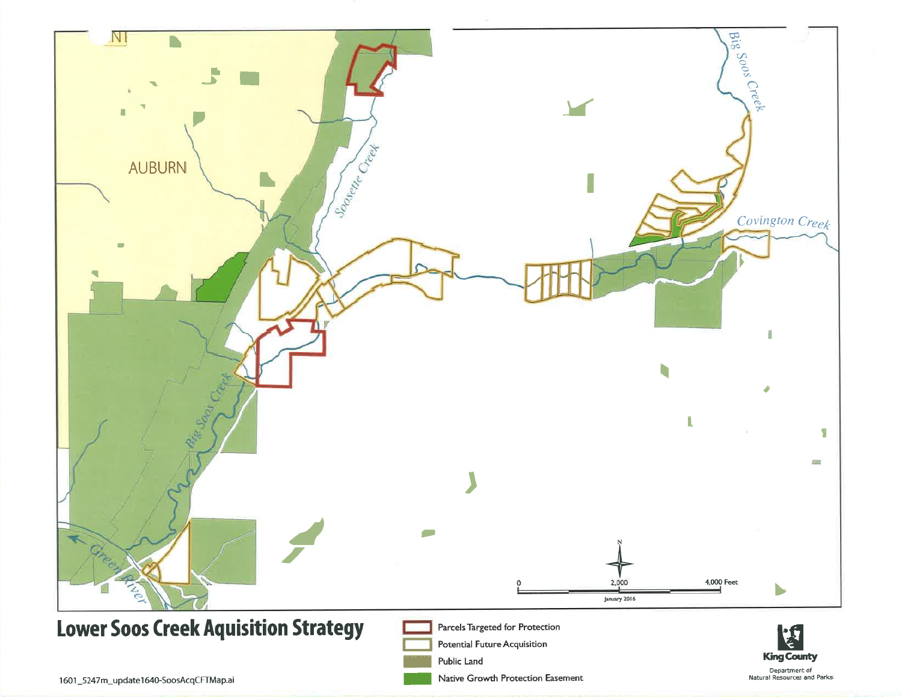AUBURN

Big Soos Creek

Soosette Creek

Covington Creek

Big Soos Creek

Green River

0 2,000 4,000 Feet

January 2016

# Lower Soos Creek Aquisition Strategy

Parcels Targeted for Protection

Potential Future Acquisition

Public Land

Native Growth Protection Easement

King County

Department of Natural Resources and Parks

1601_5247m_update1640-SoosAcqCFTMap.ai